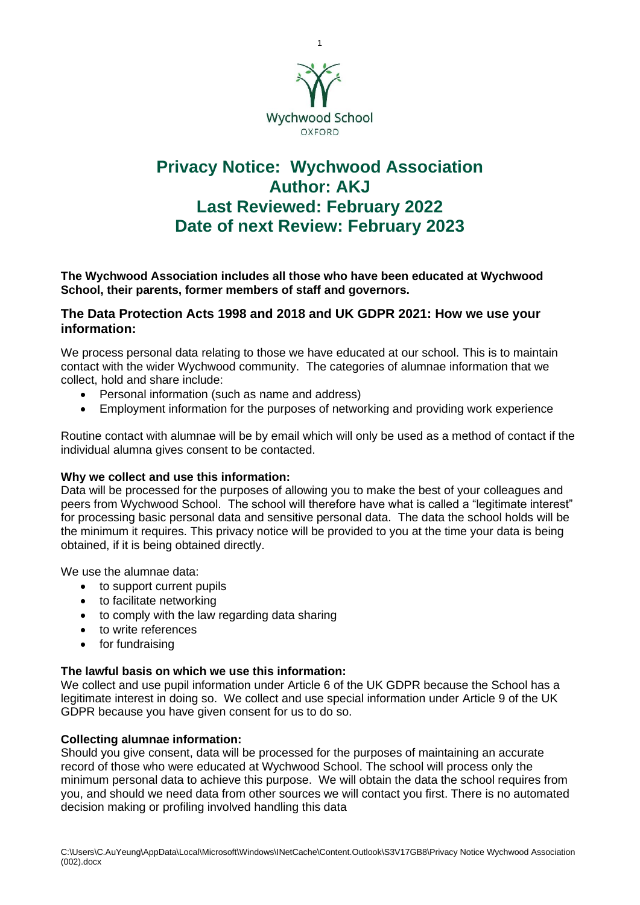Wychwood School
OXFORD

# Privacy Notice: Wychwood Association
# Author: AKJ
# Last Reviewed: February 2022
# Date of next Review: February 2023

**The Wychwood Association includes all those who have been educated at Wychwood School, their parents, former members of staff and governors.**

## The Data Protection Acts 1998 and 2018 and UK GDPR 2021: How we use your information:

We process personal data relating to those we have educated at our school. This is to maintain contact with the wider Wychwood community. The categories of alumnae information that we collect, hold and share include:

- Personal information (such as name and address)
- Employment information for the purposes of networking and providing work experience

Routine contact with alumnae will be by email which will only be used as a method of contact if the individual alumna gives consent to be contacted.

**Why we collect and use this information:**
Data will be processed for the purposes of allowing you to make the best of your colleagues and peers from Wychwood School. The school will therefore have what is called a "legitimate interest" for processing basic personal data and sensitive personal data. The data the school holds will be the minimum it requires. This privacy notice will be provided to you at the time your data is being obtained, if it is being obtained directly.

We use the alumnae data:

- to support current pupils
- to facilitate networking
- to comply with the law regarding data sharing
- to write references
- for fundraising

**The lawful basis on which we use this information:**
We collect and use pupil information under Article 6 of the UK GDPR because the School has a legitimate interest in doing so. We collect and use special information under Article 9 of the UK GDPR because you have given consent for us to do so.

**Collecting alumnae information:**
Should you give consent, data will be processed for the purposes of maintaining an accurate record of those who were educated at Wychwood School. The school will process only the minimum personal data to achieve this purpose. We will obtain the data the school requires from you, and should we need data from other sources we will contact you first. There is no automated decision making or profiling involved handling this data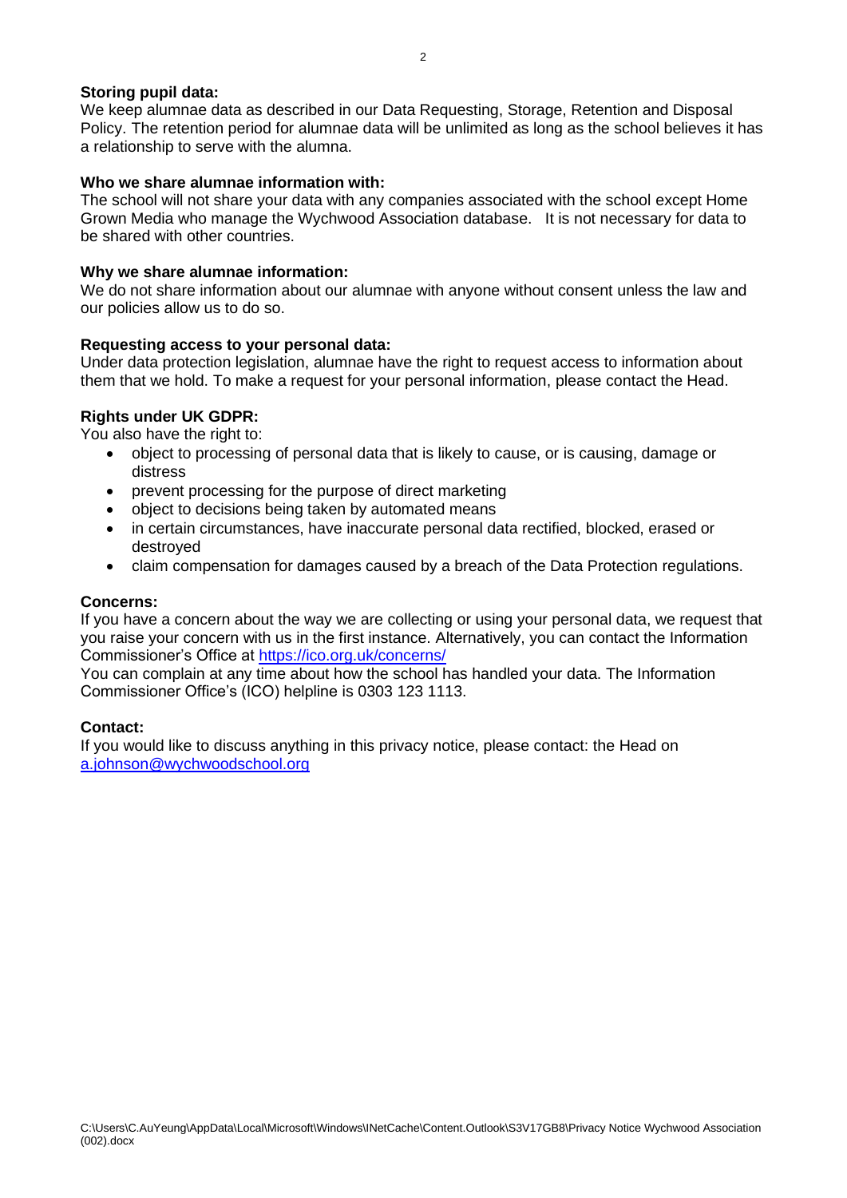**Storing pupil data:**
We keep alumnae data as described in our Data Requesting, Storage, Retention and Disposal Policy. The retention period for alumnae data will be unlimited as long as the school believes it has a relationship to serve with the alumna.

**Who we share alumnae information with:**
The school will not share your data with any companies associated with the school except Home Grown Media who manage the Wychwood Association database. It is not necessary for data to be shared with other countries.

**Why we share alumnae information:**
We do not share information about our alumnae with anyone without consent unless the law and our policies allow us to do so.

**Requesting access to your personal data:**
Under data protection legislation, alumnae have the right to request access to information about them that we hold. To make a request for your personal information, please contact the Head.

**Rights under UK GDPR:**
You also have the right to:

- object to processing of personal data that is likely to cause, or is causing, damage or distress
- prevent processing for the purpose of direct marketing
- object to decisions being taken by automated means
- in certain circumstances, have inaccurate personal data rectified, blocked, erased or destroyed
- claim compensation for damages caused by a breach of the Data Protection regulations.

**Concerns:**
If you have a concern about the way we are collecting or using your personal data, we request that you raise your concern with us in the first instance. Alternatively, you can contact the Information Commissioner's Office at https://ico.org.uk/concerns/
You can complain at any time about how the school has handled your data. The Information Commissioner Office's (ICO) helpline is 0303 123 1113.

**Contact:**
If you would like to discuss anything in this privacy notice, please contact: the Head on a.johnson@wychwoodschool.org

C:\Users\C.AuYeung\AppData\Local\Microsoft\Windows\INetCache\Content.Outlook\S3V17GB8\Privacy Notice Wychwood Association (002).docx